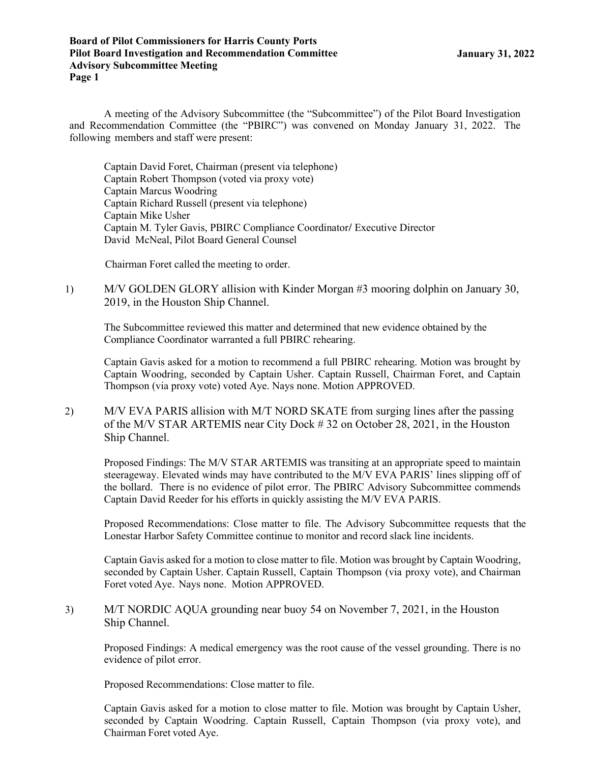**Board of Pilot Commissioners for Harris County Ports**
**Pilot Board Investigation and Recommendation Committee**
**Advisory Subcommittee Meeting**
**January 31, 2022**

A meeting of the Advisory Subcommittee (the "Subcommittee") of the Pilot Board Investigation and Recommendation Committee (the "PBIRC") was convened on Monday January 31, 2022. The following members and staff were present:

Captain David Foret, Chairman (present via telephone)
Captain Robert Thompson (voted via proxy vote)
Captain Marcus Woodring
Captain Richard Russell (present via telephone)
Captain Mike Usher
Captain M. Tyler Gavis, PBIRC Compliance Coordinator/ Executive Director
David McNeal, Pilot Board General Counsel

Chairman Foret called the meeting to order.

1) M/V GOLDEN GLORY allision with Kinder Morgan #3 mooring dolphin on January 30, 2019, in the Houston Ship Channel.

The Subcommittee reviewed this matter and determined that new evidence obtained by the Compliance Coordinator warranted a full PBIRC rehearing.

Captain Gavis asked for a motion to recommend a full PBIRC rehearing. Motion was brought by Captain Woodring, seconded by Captain Usher. Captain Russell, Chairman Foret, and Captain Thompson (via proxy vote) voted Aye. Nays none. Motion APPROVED.

2) M/V EVA PARIS allision with M/T NORD SKATE from surging lines after the passing of the M/V STAR ARTEMIS near City Dock # 32 on October 28, 2021, in the Houston Ship Channel.

Proposed Findings: The M/V STAR ARTEMIS was transiting at an appropriate speed to maintain steerageway. Elevated winds may have contributed to the M/V EVA PARIS' lines slipping off of the bollard. There is no evidence of pilot error. The PBIRC Advisory Subcommittee commends Captain David Reeder for his efforts in quickly assisting the M/V EVA PARIS.

Proposed Recommendations: Close matter to file. The Advisory Subcommittee requests that the Lonestar Harbor Safety Committee continue to monitor and record slack line incidents.

Captain Gavis asked for a motion to close matter to file. Motion was brought by Captain Woodring, seconded by Captain Usher. Captain Russell, Captain Thompson (via proxy vote), and Chairman Foret voted Aye. Nays none. Motion APPROVED.

3) M/T NORDIC AQUA grounding near buoy 54 on November 7, 2021, in the Houston Ship Channel.

Proposed Findings: A medical emergency was the root cause of the vessel grounding. There is no evidence of pilot error.

Proposed Recommendations: Close matter to file.

Captain Gavis asked for a motion to close matter to file. Motion was brought by Captain Usher, seconded by Captain Woodring. Captain Russell, Captain Thompson (via proxy vote), and Chairman Foret voted Aye.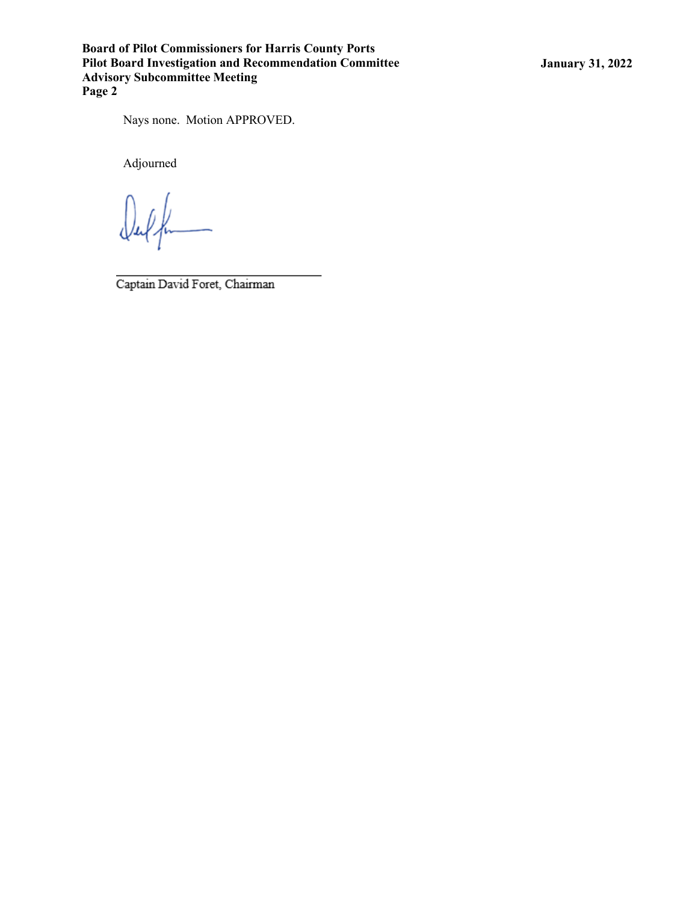Nays none. Motion APPROVED.

Adjourned

Captain David Foret, Chairman